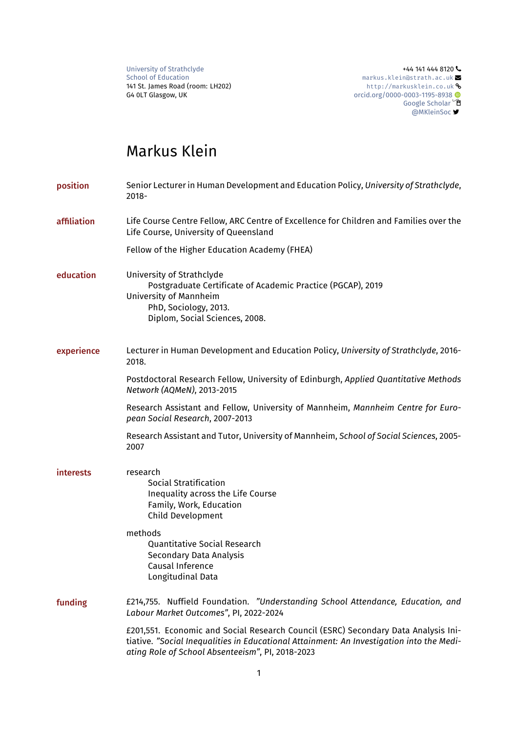University of Strathclyde
School of Education
141 St. James Road (room: LH202)
G4 0LT Glasgow, UK

+44 141 444 8120
markus.klein@strath.ac.uk
http://markusklein.co.uk
orcid.org/0000-0003-1195-8938
Google Scholar
@MKleinSoc

# Markus Klein

## position

Senior Lecturer in Human Development and Education Policy, *University of Strathclyde*, 2018-

## affiliation

Life Course Centre Fellow, ARC Centre of Excellence for Children and Families over the Life Course, University of Queensland

Fellow of the Higher Education Academy (FHEA)

## education

University of Strathclyde
- Postgraduate Certificate of Academic Practice (PGCAP), 2019

University of Mannheim
- PhD, Sociology, 2013.
- Diplom, Social Sciences, 2008.

## experience

Lecturer in Human Development and Education Policy, *University of Strathclyde*, 2016-2018.

Postdoctoral Research Fellow, University of Edinburgh, *Applied Quantitative Methods Network (AQMeN)*, 2013-2015

Research Assistant and Fellow, University of Mannheim, *Mannheim Centre for European Social Research*, 2007-2013

Research Assistant and Tutor, University of Mannheim, *School of Social Sciences*, 2005-2007

## interests

research
- Social Stratification
- Inequality across the Life Course
- Family, Work, Education
- Child Development

methods
- Quantitative Social Research
- Secondary Data Analysis
- Causal Inference
- Longitudinal Data

## funding

£214,755. Nuffield Foundation. *"Understanding School Attendance, Education, and Labour Market Outcomes"*, PI, 2022-2024

£201,551. Economic and Social Research Council (ESRC) Secondary Data Analysis Initiative. *"Social Inequalities in Educational Attainment: An Investigation into the Mediating Role of School Absenteeism"*, PI, 2018-2023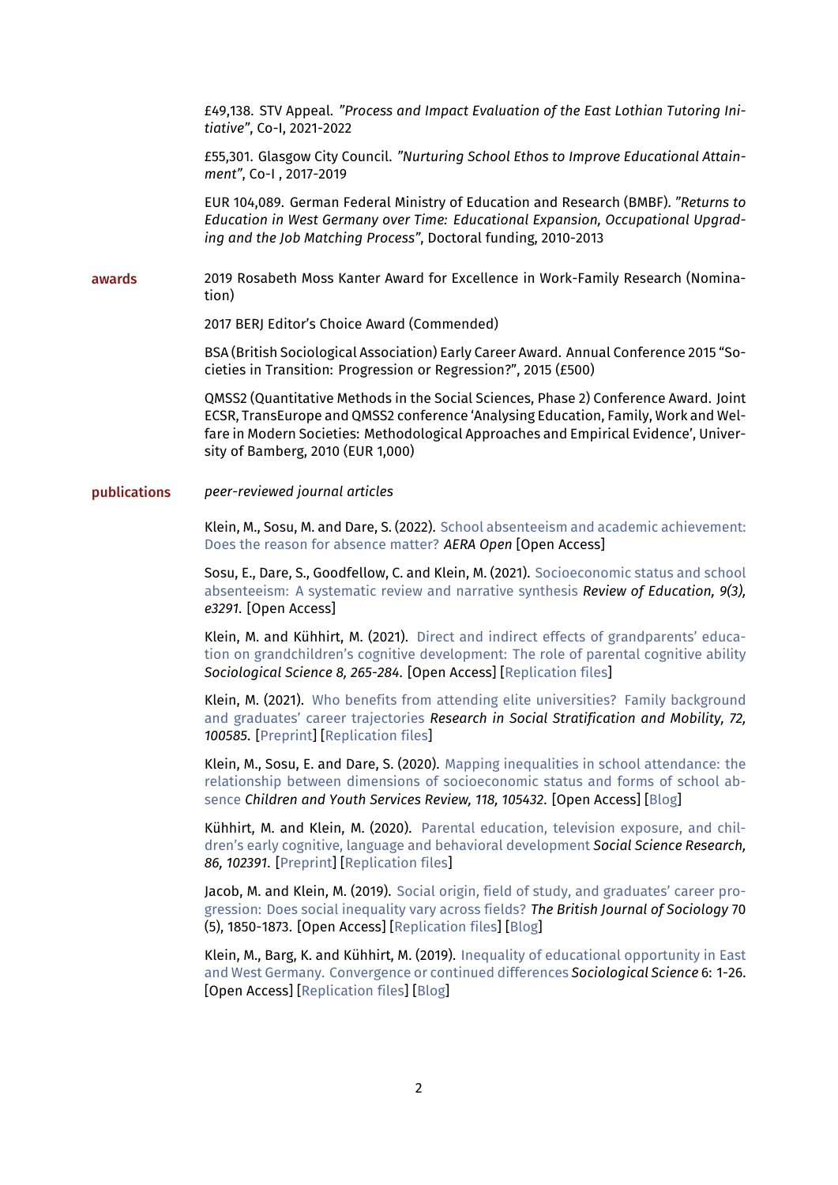£49,138. STV Appeal. *"Process and Impact Evaluation of the East Lothian Tutoring Initiative"*, Co-I, 2021-2022

£55,301. Glasgow City Council. *"Nurturing School Ethos to Improve Educational Attainment"*, Co-I , 2017-2019

EUR 104,089. German Federal Ministry of Education and Research (BMBF). *"Returns to Education in West Germany over Time: Educational Expansion, Occupational Upgrading and the Job Matching Process"*, Doctoral funding, 2010-2013

## awards

2019 Rosabeth Moss Kanter Award for Excellence in Work-Family Research (Nomination)

2017 BERJ Editor's Choice Award (Commended)

BSA (British Sociological Association) Early Career Award. Annual Conference 2015 "Societies in Transition: Progression or Regression?", 2015 (£500)

QMSS2 (Quantitative Methods in the Social Sciences, Phase 2) Conference Award. Joint ECSR, TransEurope and QMSS2 conference 'Analysing Education, Family, Work and Welfare in Modern Societies: Methodological Approaches and Empirical Evidence', University of Bamberg, 2010 (EUR 1,000)

## publications

*peer-reviewed journal articles*

Klein, M., Sosu, M. and Dare, S. (2022). School absenteeism and academic achievement: Does the reason for absence matter? *AERA Open* [Open Access]

Sosu, E., Dare, S., Goodfellow, C. and Klein, M. (2021). Socioeconomic status and school absenteeism: A systematic review and narrative synthesis *Review of Education, 9(3), e3291.* [Open Access]

Klein, M. and Kühhirt, M. (2021). Direct and indirect effects of grandparents' education on grandchildren's cognitive development: The role of parental cognitive ability *Sociological Science 8, 265-284.* [Open Access] [Replication files]

Klein, M. (2021). Who benefits from attending elite universities? Family background and graduates' career trajectories *Research in Social Stratification and Mobility, 72, 100585.* [Preprint] [Replication files]

Klein, M., Sosu, E. and Dare, S. (2020). Mapping inequalities in school attendance: the relationship between dimensions of socioeconomic status and forms of school absence *Children and Youth Services Review, 118, 105432.* [Open Access] [Blog]

Kühhirt, M. and Klein, M. (2020). Parental education, television exposure, and children's early cognitive, language and behavioral development *Social Science Research, 86, 102391.* [Preprint] [Replication files]

Jacob, M. and Klein, M. (2019). Social origin, field of study, and graduates' career progression: Does social inequality vary across fields? *The British Journal of Sociology* 70 (5), 1850-1873. [Open Access] [Replication files] [Blog]

Klein, M., Barg, K. and Kühhirt, M. (2019). Inequality of educational opportunity in East and West Germany. Convergence or continued differences *Sociological Science* 6: 1-26. [Open Access] [Replication files] [Blog]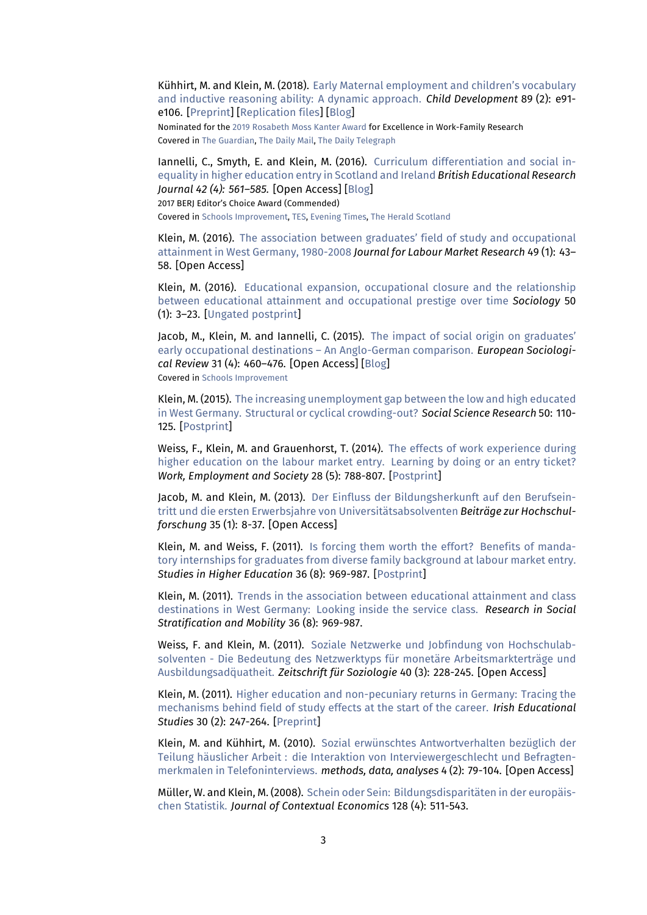Kühhirt, M. and Klein, M. (2018). Early Maternal employment and children's vocabulary and inductive reasoning ability: A dynamic approach. *Child Development* 89 (2): e91-e106. [Preprint] [Replication files] [Blog]
Nominated for the 2019 Rosabeth Moss Kanter Award for Excellence in Work-Family Research
Covered in The Guardian, The Daily Mail, The Daily Telegraph

Iannelli, C., Smyth, E. and Klein, M. (2016). Curriculum differentiation and social inequality in higher education entry in Scotland and Ireland *British Educational Research Journal 42 (4): 561–585.* [Open Access] [Blog]
2017 BERJ Editor's Choice Award (Commended)
Covered in Schools Improvement, TES, Evening Times, The Herald Scotland

Klein, M. (2016). The association between graduates' field of study and occupational attainment in West Germany, 1980-2008 *Journal for Labour Market Research* 49 (1): 43–58. [Open Access]

Klein, M. (2016). Educational expansion, occupational closure and the relationship between educational attainment and occupational prestige over time *Sociology* 50 (1): 3–23. [Ungated postprint]

Jacob, M., Klein, M. and Iannelli, C. (2015). The impact of social origin on graduates' early occupational destinations – An Anglo-German comparison. *European Sociological Review* 31 (4): 460–476. [Open Access] [Blog]
Covered in Schools Improvement

Klein, M. (2015). The increasing unemployment gap between the low and high educated in West Germany. Structural or cyclical crowding-out? *Social Science Research* 50: 110-125. [Postprint]

Weiss, F., Klein, M. and Grauenhorst, T. (2014). The effects of work experience during higher education on the labour market entry. Learning by doing or an entry ticket? *Work, Employment and Society* 28 (5): 788-807. [Postprint]

Jacob, M. and Klein, M. (2013). Der Einfluss der Bildungsherkunft auf den Berufseintritt und die ersten Erwerbsjahre von Universitätsabsolventen *Beiträge zur Hochschulforschung* 35 (1): 8-37. [Open Access]

Klein, M. and Weiss, F. (2011). Is forcing them worth the effort? Benefits of mandatory internships for graduates from diverse family background at labour market entry. *Studies in Higher Education* 36 (8): 969-987. [Postprint]

Klein, M. (2011). Trends in the association between educational attainment and class destinations in West Germany: Looking inside the service class. *Research in Social Stratification and Mobility* 36 (8): 969-987.

Weiss, F. and Klein, M. (2011). Soziale Netzwerke und Jobfindung von Hochschulabsolventen - Die Bedeutung des Netzwerktyps für monetäre Arbeitsmarkterträge und Ausbildungsadäquatheit. *Zeitschrift für Soziologie* 40 (3): 228-245. [Open Access]

Klein, M. (2011). Higher education and non-pecuniary returns in Germany: Tracing the mechanisms behind field of study effects at the start of the career. *Irish Educational Studies* 30 (2): 247-264. [Preprint]

Klein, M. and Kühhirt, M. (2010). Sozial erwünschtes Antwortverhalten bezüglich der Teilung häuslicher Arbeit : die Interaktion von Interviewergeschlecht und Befragtenmerkmalen in Telefoninterviews. *methods, data, analyses* 4 (2): 79-104. [Open Access]

Müller, W. and Klein, M. (2008). Schein oder Sein: Bildungsdisparitäten in der europäischen Statistik. *Journal of Contextual Economics* 128 (4): 511-543.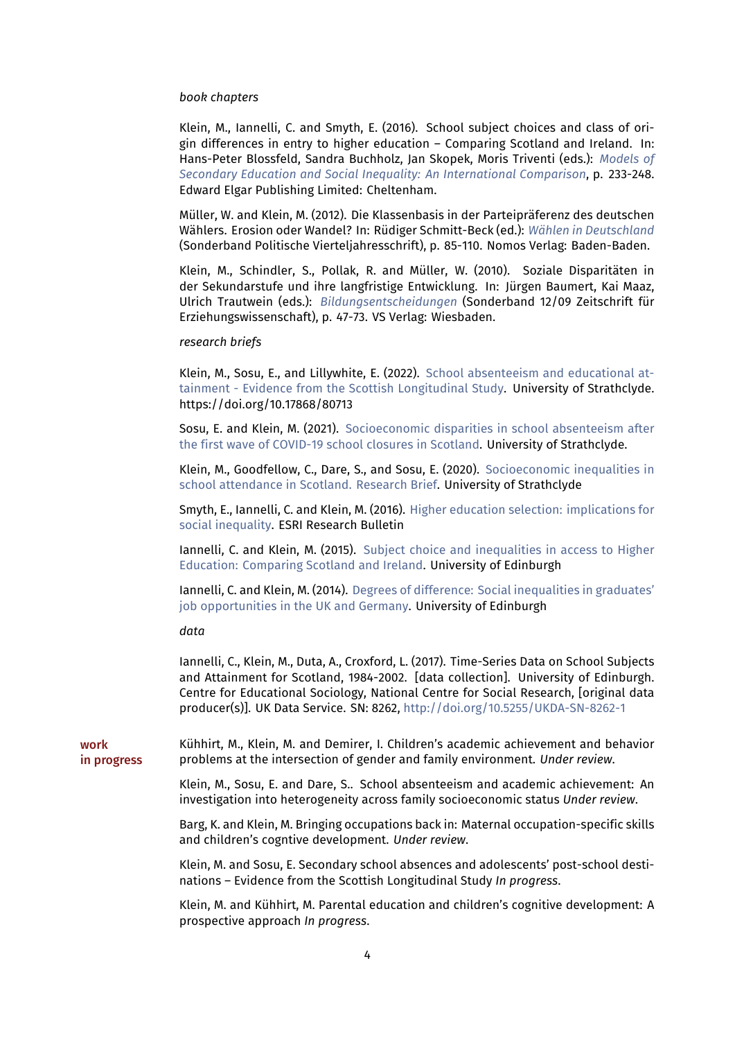*book chapters*

Klein, M., Iannelli, C. and Smyth, E. (2016). School subject choices and class of origin differences in entry to higher education – Comparing Scotland and Ireland. In: Hans-Peter Blossfeld, Sandra Buchholz, Jan Skopek, Moris Triventi (eds.): *Models of Secondary Education and Social Inequality: An International Comparison*, p. 233-248. Edward Elgar Publishing Limited: Cheltenham.

Müller, W. and Klein, M. (2012). Die Klassenbasis in der Parteipräferenz des deutschen Wählers. Erosion oder Wandel? In: Rüdiger Schmitt-Beck (ed.): *Wählen in Deutschland* (Sonderband Politische Vierteljahresschrift), p. 85-110. Nomos Verlag: Baden-Baden.

Klein, M., Schindler, S., Pollak, R. and Müller, W. (2010). Soziale Disparitäten in der Sekundarstufe und ihre langfristige Entwicklung. In: Jürgen Baumert, Kai Maaz, Ulrich Trautwein (eds.): *Bildungsentscheidungen* (Sonderband 12/09 Zeitschrift für Erziehungswissenschaft), p. 47-73. VS Verlag: Wiesbaden.

*research briefs*

Klein, M., Sosu, E., and Lillywhite, E. (2022). School absenteeism and educational attainment - Evidence from the Scottish Longitudinal Study. University of Strathclyde. https://doi.org/10.17868/80713

Sosu, E. and Klein, M. (2021). Socioeconomic disparities in school absenteeism after the first wave of COVID-19 school closures in Scotland. University of Strathclyde.

Klein, M., Goodfellow, C., Dare, S., and Sosu, E. (2020). Socioeconomic inequalities in school attendance in Scotland. Research Brief. University of Strathclyde

Smyth, E., Iannelli, C. and Klein, M. (2016). Higher education selection: implications for social inequality. ESRI Research Bulletin

Iannelli, C. and Klein, M. (2015). Subject choice and inequalities in access to Higher Education: Comparing Scotland and Ireland. University of Edinburgh

Iannelli, C. and Klein, M. (2014). Degrees of difference: Social inequalities in graduates' job opportunities in the UK and Germany. University of Edinburgh

*data*

Iannelli, C., Klein, M., Duta, A., Croxford, L. (2017). Time-Series Data on School Subjects and Attainment for Scotland, 1984-2002. [data collection]. University of Edinburgh. Centre for Educational Sociology, National Centre for Social Research, [original data producer(s)]. UK Data Service. SN: 8262, http://doi.org/10.5255/UKDA-SN-8262-1

**work in progress**

Kühhirt, M., Klein, M. and Demirer, I. Children's academic achievement and behavior problems at the intersection of gender and family environment. *Under review*.

Klein, M., Sosu, E. and Dare, S.. School absenteeism and academic achievement: An investigation into heterogeneity across family socioeconomic status *Under review*.

Barg, K. and Klein, M. Bringing occupations back in: Maternal occupation-specific skills and children's cogntive development. *Under review*.

Klein, M. and Sosu, E. Secondary school absences and adolescents' post-school destinations – Evidence from the Scottish Longitudinal Study *In progress*.

Klein, M. and Kühhirt, M. Parental education and children's cognitive development: A prospective approach *In progress*.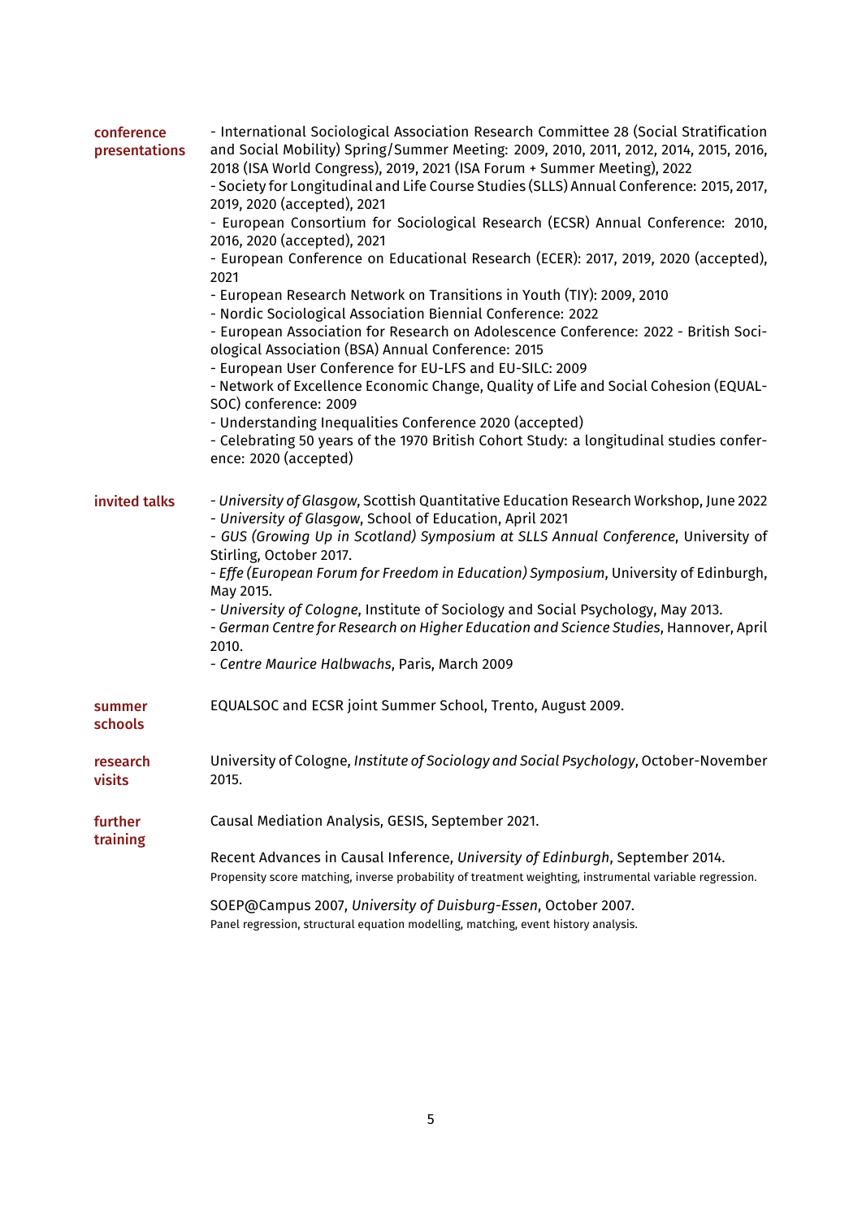**conference presentations**

- International Sociological Association Research Committee 28 (Social Stratification and Social Mobility) Spring/Summer Meeting: 2009, 2010, 2011, 2012, 2014, 2015, 2016, 2018 (ISA World Congress), 2019, 2021 (ISA Forum + Summer Meeting), 2022
- Society for Longitudinal and Life Course Studies (SLLS) Annual Conference: 2015, 2017, 2019, 2020 (accepted), 2021
- European Consortium for Sociological Research (ECSR) Annual Conference: 2010, 2016, 2020 (accepted), 2021
- European Conference on Educational Research (ECER): 2017, 2019, 2020 (accepted), 2021
- European Research Network on Transitions in Youth (TIY): 2009, 2010
- Nordic Sociological Association Biennial Conference: 2022
- European Association for Research on Adolescence Conference: 2022 - British Sociological Association (BSA) Annual Conference: 2015
- European User Conference for EU-LFS and EU-SILC: 2009
- Network of Excellence Economic Change, Quality of Life and Social Cohesion (EQUALSOC) conference: 2009
- Understanding Inequalities Conference 2020 (accepted)
- Celebrating 50 years of the 1970 British Cohort Study: a longitudinal studies conference: 2020 (accepted)

**invited talks**

- *University of Glasgow*, Scottish Quantitative Education Research Workshop, June 2022
- *University of Glasgow*, School of Education, April 2021
- *GUS (Growing Up in Scotland) Symposium at SLLS Annual Conference*, University of Stirling, October 2017.
- *Effe (European Forum for Freedom in Education) Symposium*, University of Edinburgh, May 2015.
- *University of Cologne*, Institute of Sociology and Social Psychology, May 2013.
- *German Centre for Research on Higher Education and Science Studies*, Hannover, April 2010.
- *Centre Maurice Halbwachs*, Paris, March 2009

**summer schools**

EQUALSOC and ECSR joint Summer School, Trento, August 2009.

**research visits**

University of Cologne, *Institute of Sociology and Social Psychology*, October-November 2015.

**further training**

Causal Mediation Analysis, GESIS, September 2021.

Recent Advances in Causal Inference, *University of Edinburgh*, September 2014.
Propensity score matching, inverse probability of treatment weighting, instrumental variable regression.

SOEP@Campus 2007, *University of Duisburg-Essen*, October 2007.
Panel regression, structural equation modelling, matching, event history analysis.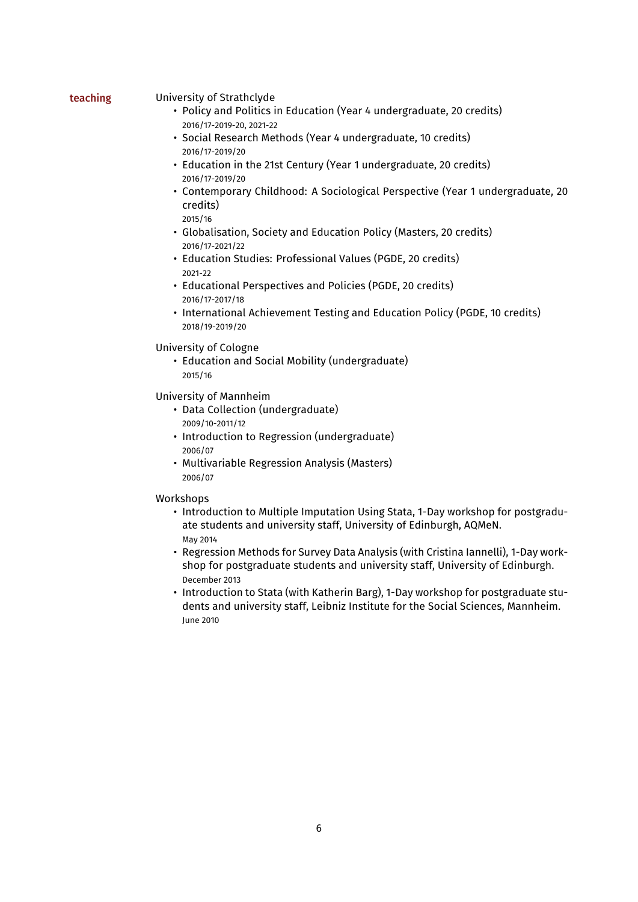## teaching

University of Strathclyde

- Policy and Politics in Education (Year 4 undergraduate, 20 credits)
  2016/17-2019-20, 2021-22
- Social Research Methods (Year 4 undergraduate, 10 credits)
  2016/17-2019/20
- Education in the 21st Century (Year 1 undergraduate, 20 credits)
  2016/17-2019/20
- Contemporary Childhood: A Sociological Perspective (Year 1 undergraduate, 20 credits)
  2015/16
- Globalisation, Society and Education Policy (Masters, 20 credits)
  2016/17-2021/22
- Education Studies: Professional Values (PGDE, 20 credits)
  2021-22
- Educational Perspectives and Policies (PGDE, 20 credits)
  2016/17-2017/18
- International Achievement Testing and Education Policy (PGDE, 10 credits)
  2018/19-2019/20

University of Cologne

- Education and Social Mobility (undergraduate)
  2015/16

University of Mannheim

- Data Collection (undergraduate)
  2009/10-2011/12
- Introduction to Regression (undergraduate)
  2006/07
- Multivariable Regression Analysis (Masters)
  2006/07

Workshops

- Introduction to Multiple Imputation Using Stata, 1-Day workshop for postgraduate students and university staff, University of Edinburgh, AQMeN.
  May 2014
- Regression Methods for Survey Data Analysis (with Cristina Iannelli), 1-Day workshop for postgraduate students and university staff, University of Edinburgh.
  December 2013
- Introduction to Stata (with Katherin Barg), 1-Day workshop for postgraduate students and university staff, Leibniz Institute for the Social Sciences, Mannheim.
  June 2010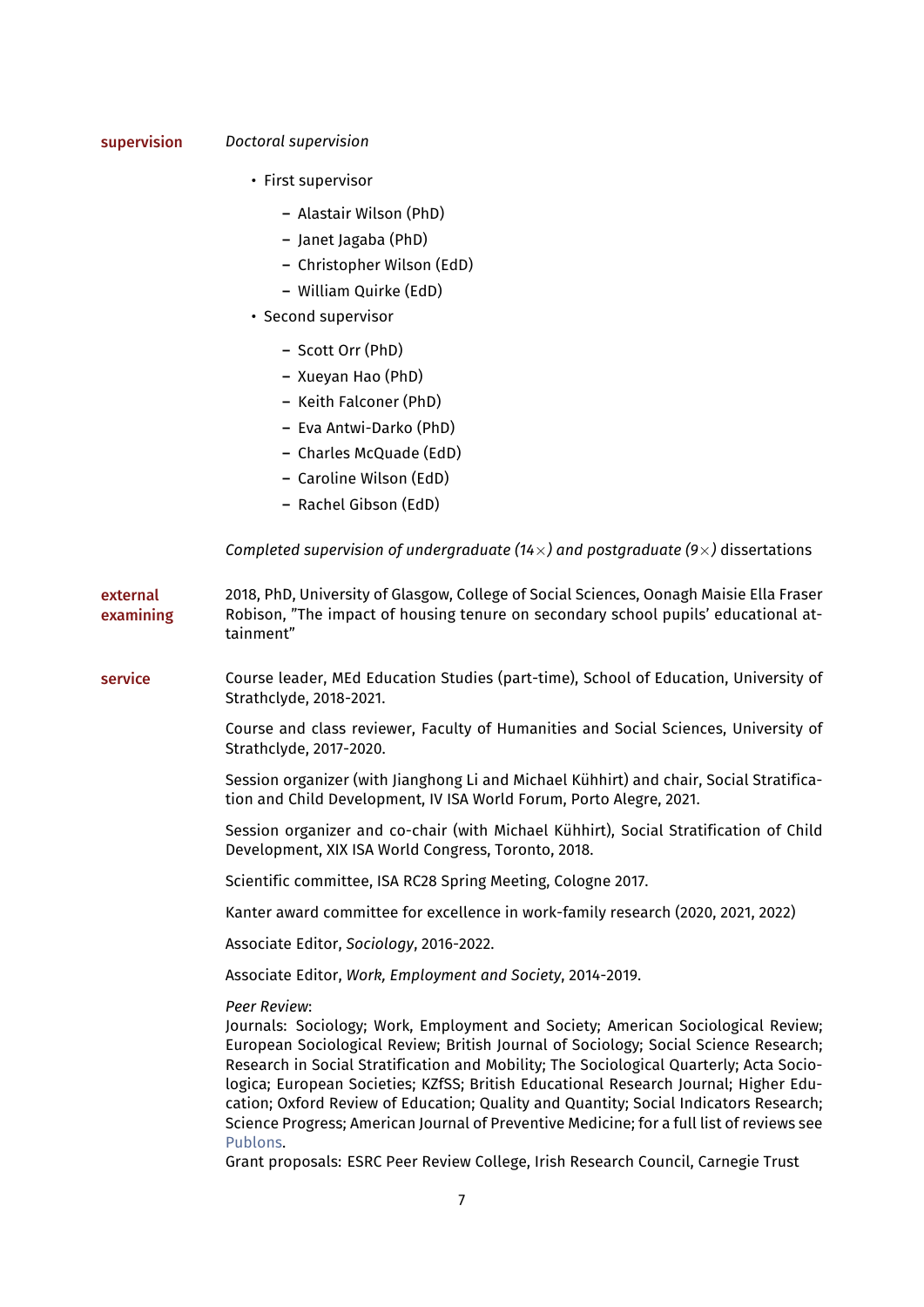## supervision

*Doctoral supervision*

- First supervisor
  - Alastair Wilson (PhD)
  - Janet Jagaba (PhD)
  - Christopher Wilson (EdD)
  - William Quirke (EdD)
- Second supervisor
  - Scott Orr (PhD)
  - Xueyan Hao (PhD)
  - Keith Falconer (PhD)
  - Eva Antwi-Darko (PhD)
  - Charles McQuade (EdD)
  - Caroline Wilson (EdD)
  - Rachel Gibson (EdD)

*Completed supervision of undergraduate (14×) and postgraduate (9×)* dissertations

## external examining

2018, PhD, University of Glasgow, College of Social Sciences, Oonagh Maisie Ella Fraser Robison, "The impact of housing tenure on secondary school pupils' educational attainment"

## service

Course leader, MEd Education Studies (part-time), School of Education, University of Strathclyde, 2018-2021.

Course and class reviewer, Faculty of Humanities and Social Sciences, University of Strathclyde, 2017-2020.

Session organizer (with Jianghong Li and Michael Kühhirt) and chair, Social Stratification and Child Development, IV ISA World Forum, Porto Alegre, 2021.

Session organizer and co-chair (with Michael Kühhirt), Social Stratification of Child Development, XIX ISA World Congress, Toronto, 2018.

Scientific committee, ISA RC28 Spring Meeting, Cologne 2017.

Kanter award committee for excellence in work-family research (2020, 2021, 2022)

Associate Editor, *Sociology*, 2016-2022.

Associate Editor, *Work, Employment and Society*, 2014-2019.

*Peer Review*:
Journals: Sociology; Work, Employment and Society; American Sociological Review; European Sociological Review; British Journal of Sociology; Social Science Research; Research in Social Stratification and Mobility; The Sociological Quarterly; Acta Sociologica; European Societies; KZfSS; British Educational Research Journal; Higher Education; Oxford Review of Education; Quality and Quantity; Social Indicators Research; Science Progress; American Journal of Preventive Medicine; for a full list of reviews see Publons.
Grant proposals: ESRC Peer Review College, Irish Research Council, Carnegie Trust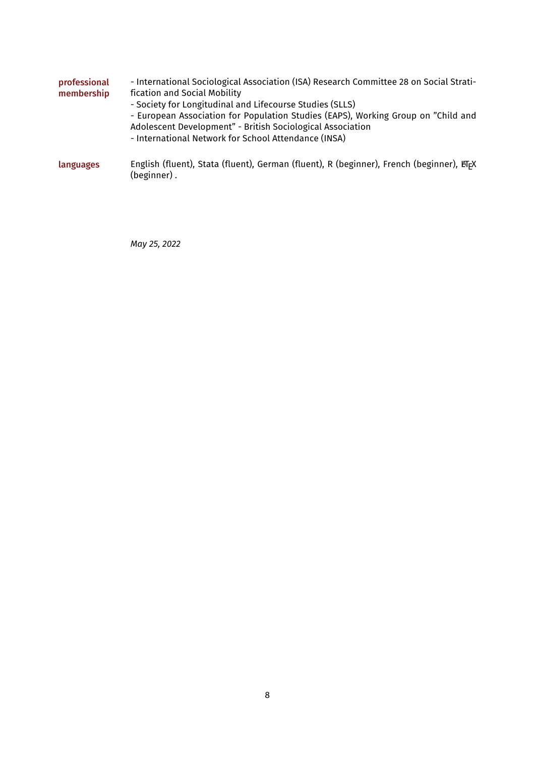**professional membership**

- International Sociological Association (ISA) Research Committee 28 on Social Stratification and Social Mobility
- Society for Longitudinal and Lifecourse Studies (SLLS)
- European Association for Population Studies (EAPS), Working Group on "Child and Adolescent Development" - British Sociological Association
- International Network for School Attendance (INSA)

**languages**

English (fluent), Stata (fluent), German (fluent), R (beginner), French (beginner), LaTeX (beginner) .

*May 25, 2022*